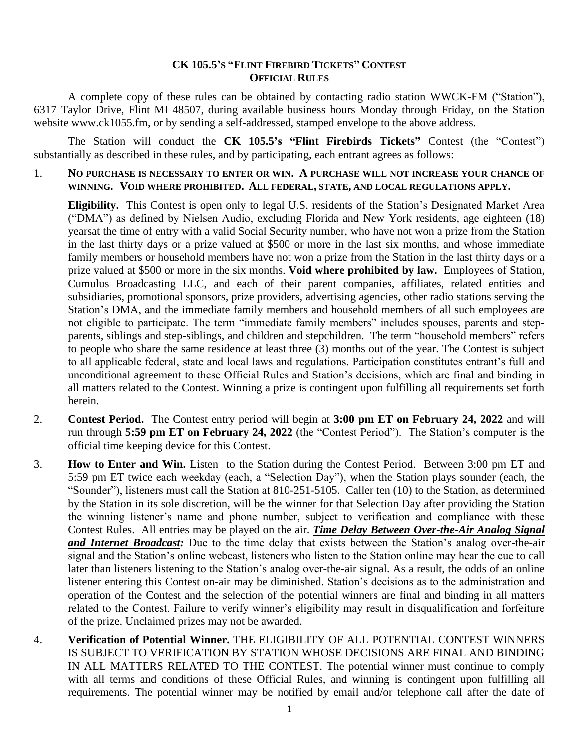# CK 105.5's "Flint Firebird Tickets" Contest
## Official Rules

A complete copy of these rules can be obtained by contacting radio station WWCK-FM ("Station"), 6317 Taylor Drive, Flint MI 48507, during available business hours Monday through Friday, on the Station website www.ck1055.fm, or by sending a self-addressed, stamped envelope to the above address.

The Station will conduct the **CK 105.5's "Flint Firebirds Tickets"** Contest (the "Contest") substantially as described in these rules, and by participating, each entrant agrees as follows:

1. **NO PURCHASE IS NECESSARY TO ENTER OR WIN. A PURCHASE WILL NOT INCREASE YOUR CHANCE OF WINNING. VOID WHERE PROHIBITED. ALL FEDERAL, STATE, AND LOCAL REGULATIONS APPLY.**

   **Eligibility.** This Contest is open only to legal U.S. residents of the Station's Designated Market Area ("DMA") as defined by Nielsen Audio, excluding Florida and New York residents, age eighteen (18) yearsat the time of entry with a valid Social Security number, who have not won a prize from the Station in the last thirty days or a prize valued at $500 or more in the last six months, and whose immediate family members or household members have not won a prize from the Station in the last thirty days or a prize valued at $500 or more in the six months. **Void where prohibited by law.** Employees of Station, Cumulus Broadcasting LLC, and each of their parent companies, affiliates, related entities and subsidiaries, promotional sponsors, prize providers, advertising agencies, other radio stations serving the Station's DMA, and the immediate family members and household members of all such employees are not eligible to participate. The term "immediate family members" includes spouses, parents and step-parents, siblings and step-siblings, and children and stepchildren. The term "household members" refers to people who share the same residence at least three (3) months out of the year. The Contest is subject to all applicable federal, state and local laws and regulations. Participation constitutes entrant's full and unconditional agreement to these Official Rules and Station's decisions, which are final and binding in all matters related to the Contest. Winning a prize is contingent upon fulfilling all requirements set forth herein.

2. **Contest Period.** The Contest entry period will begin at **3:00 pm ET on February 24, 2022** and will run through **5:59 pm ET on February 24, 2022** (the "Contest Period"). The Station's computer is the official time keeping device for this Contest.

3. **How to Enter and Win.** Listen to the Station during the Contest Period. Between 3:00 pm ET and 5:59 pm ET twice each weekday (each, a "Selection Day"), when the Station plays sounder (each, the "Sounder"), listeners must call the Station at 810-251-5105. Caller ten (10) to the Station, as determined by the Station in its sole discretion, will be the winner for that Selection Day after providing the Station the winning listener's name and phone number, subject to verification and compliance with these Contest Rules. All entries may be played on the air. ***Time Delay Between Over-the-Air Analog Signal and Internet Broadcast:*** Due to the time delay that exists between the Station's analog over-the-air signal and the Station's online webcast, listeners who listen to the Station online may hear the cue to call later than listeners listening to the Station's analog over-the-air signal. As a result, the odds of an online listener entering this Contest on-air may be diminished. Station's decisions as to the administration and operation of the Contest and the selection of the potential winners are final and binding in all matters related to the Contest. Failure to verify winner's eligibility may result in disqualification and forfeiture of the prize. Unclaimed prizes may not be awarded.

4. **Verification of Potential Winner.** THE ELIGIBILITY OF ALL POTENTIAL CONTEST WINNERS IS SUBJECT TO VERIFICATION BY STATION WHOSE DECISIONS ARE FINAL AND BINDING IN ALL MATTERS RELATED TO THE CONTEST. The potential winner must continue to comply with all terms and conditions of these Official Rules, and winning is contingent upon fulfilling all requirements. The potential winner may be notified by email and/or telephone call after the date of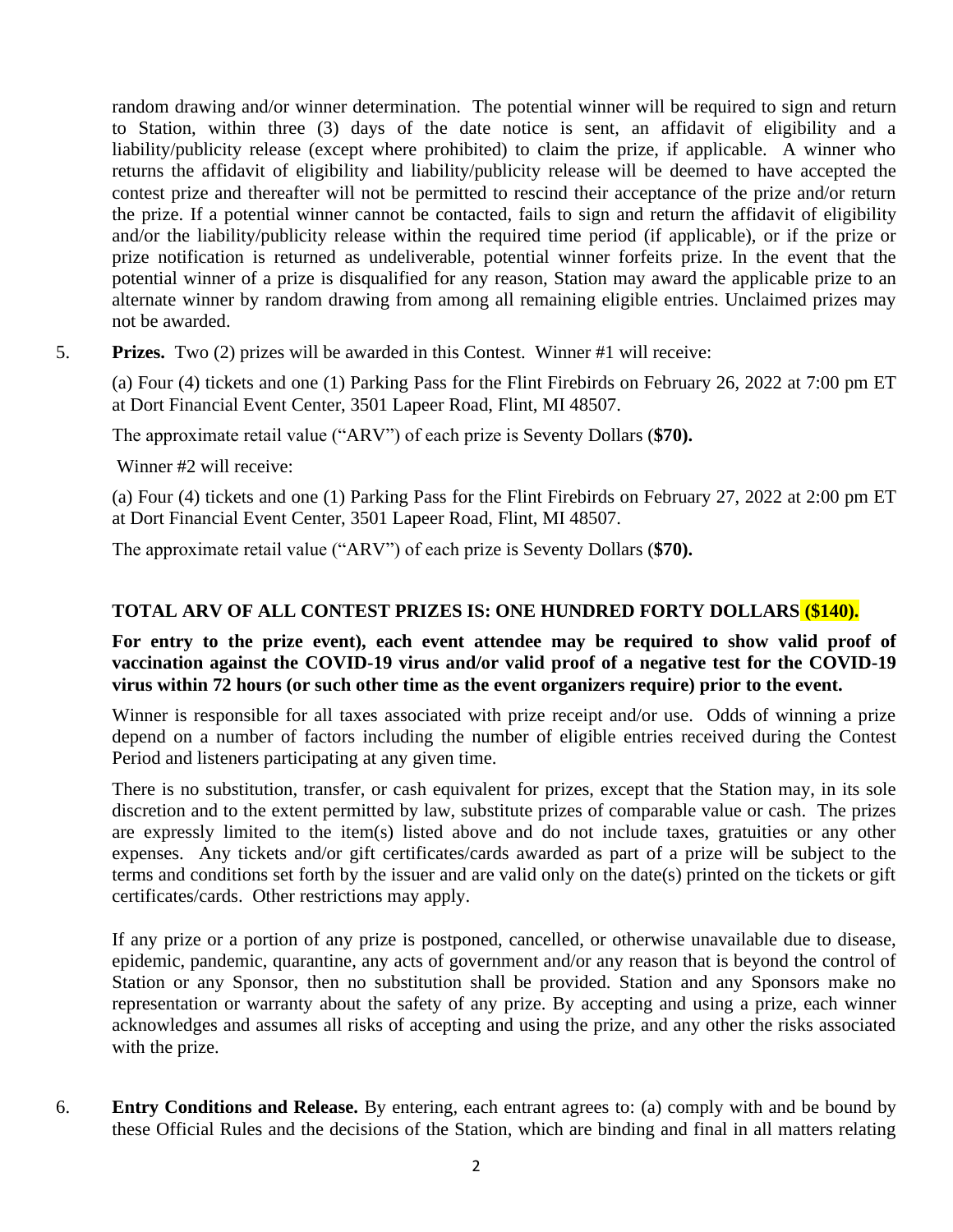random drawing and/or winner determination. The potential winner will be required to sign and return to Station, within three (3) days of the date notice is sent, an affidavit of eligibility and a liability/publicity release (except where prohibited) to claim the prize, if applicable. A winner who returns the affidavit of eligibility and liability/publicity release will be deemed to have accepted the contest prize and thereafter will not be permitted to rescind their acceptance of the prize and/or return the prize. If a potential winner cannot be contacted, fails to sign and return the affidavit of eligibility and/or the liability/publicity release within the required time period (if applicable), or if the prize or prize notification is returned as undeliverable, potential winner forfeits prize. In the event that the potential winner of a prize is disqualified for any reason, Station may award the applicable prize to an alternate winner by random drawing from among all remaining eligible entries. Unclaimed prizes may not be awarded.

5. **Prizes.** Two (2) prizes will be awarded in this Contest. Winner #1 will receive:

   (a) Four (4) tickets and one (1) Parking Pass for the Flint Firebirds on February 26, 2022 at 7:00 pm ET at Dort Financial Event Center, 3501 Lapeer Road, Flint, MI 48507.

   The approximate retail value ("ARV") of each prize is Seventy Dollars (**$70).**

   Winner #2 will receive:

   (a) Four (4) tickets and one (1) Parking Pass for the Flint Firebirds on February 27, 2022 at 2:00 pm ET at Dort Financial Event Center, 3501 Lapeer Road, Flint, MI 48507.

   The approximate retail value ("ARV") of each prize is Seventy Dollars (**$70).**

   **TOTAL ARV OF ALL CONTEST PRIZES IS: ONE HUNDRED FORTY DOLLARS ($140).**

   **For entry to the prize event), each event attendee may be required to show valid proof of vaccination against the COVID-19 virus and/or valid proof of a negative test for the COVID-19 virus within 72 hours (or such other time as the event organizers require) prior to the event.**

   Winner is responsible for all taxes associated with prize receipt and/or use. Odds of winning a prize depend on a number of factors including the number of eligible entries received during the Contest Period and listeners participating at any given time.

   There is no substitution, transfer, or cash equivalent for prizes, except that the Station may, in its sole discretion and to the extent permitted by law, substitute prizes of comparable value or cash. The prizes are expressly limited to the item(s) listed above and do not include taxes, gratuities or any other expenses. Any tickets and/or gift certificates/cards awarded as part of a prize will be subject to the terms and conditions set forth by the issuer and are valid only on the date(s) printed on the tickets or gift certificates/cards. Other restrictions may apply.

   If any prize or a portion of any prize is postponed, cancelled, or otherwise unavailable due to disease, epidemic, pandemic, quarantine, any acts of government and/or any reason that is beyond the control of Station or any Sponsor, then no substitution shall be provided. Station and any Sponsors make no representation or warranty about the safety of any prize. By accepting and using a prize, each winner acknowledges and assumes all risks of accepting and using the prize, and any other the risks associated with the prize.

6. **Entry Conditions and Release.** By entering, each entrant agrees to: (a) comply with and be bound by these Official Rules and the decisions of the Station, which are binding and final in all matters relating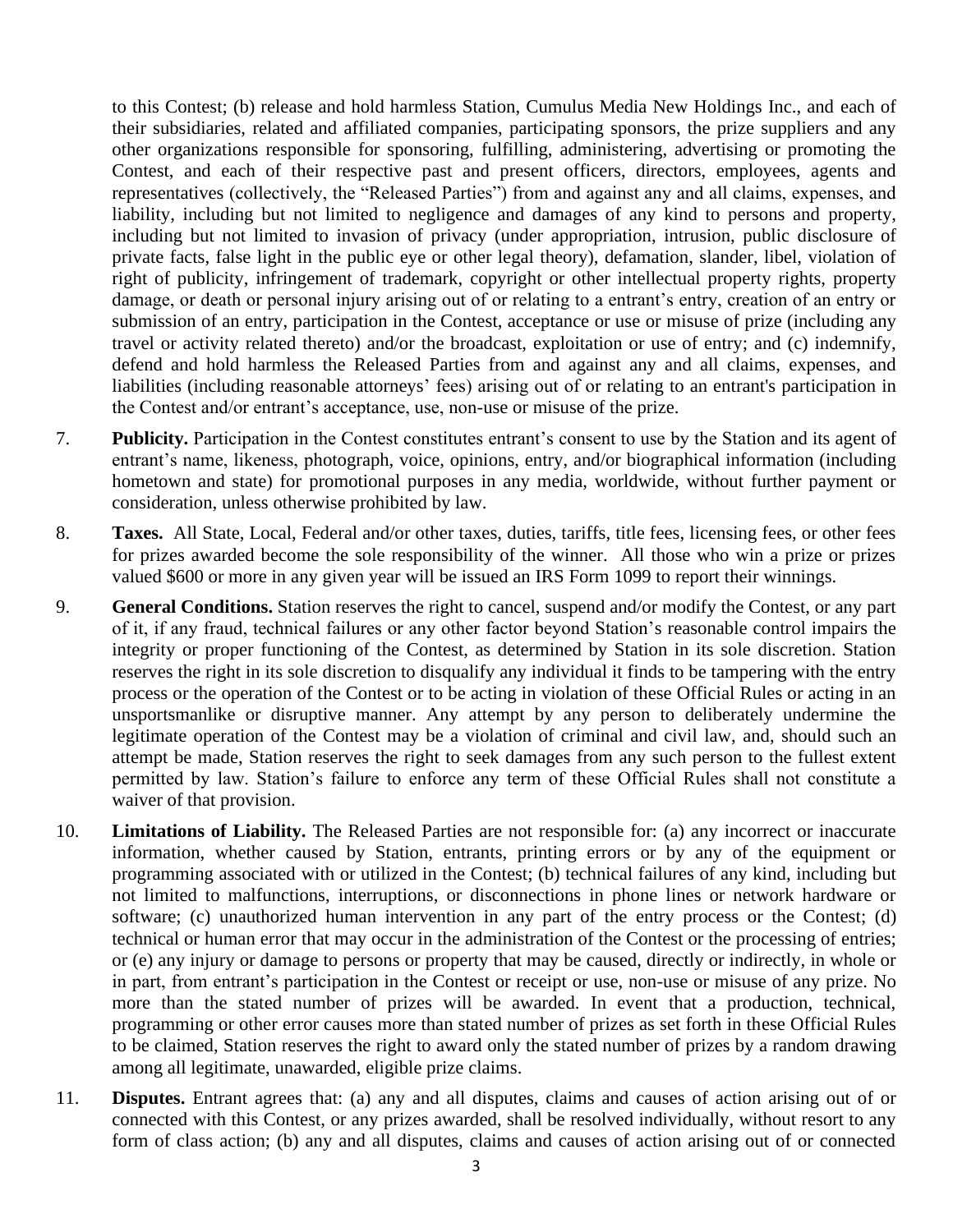to this Contest; (b) release and hold harmless Station, Cumulus Media New Holdings Inc., and each of their subsidiaries, related and affiliated companies, participating sponsors, the prize suppliers and any other organizations responsible for sponsoring, fulfilling, administering, advertising or promoting the Contest, and each of their respective past and present officers, directors, employees, agents and representatives (collectively, the "Released Parties") from and against any and all claims, expenses, and liability, including but not limited to negligence and damages of any kind to persons and property, including but not limited to invasion of privacy (under appropriation, intrusion, public disclosure of private facts, false light in the public eye or other legal theory), defamation, slander, libel, violation of right of publicity, infringement of trademark, copyright or other intellectual property rights, property damage, or death or personal injury arising out of or relating to a entrant's entry, creation of an entry or submission of an entry, participation in the Contest, acceptance or use or misuse of prize (including any travel or activity related thereto) and/or the broadcast, exploitation or use of entry; and (c) indemnify, defend and hold harmless the Released Parties from and against any and all claims, expenses, and liabilities (including reasonable attorneys' fees) arising out of or relating to an entrant's participation in the Contest and/or entrant's acceptance, use, non-use or misuse of the prize.

7. **Publicity.** Participation in the Contest constitutes entrant's consent to use by the Station and its agent of entrant's name, likeness, photograph, voice, opinions, entry, and/or biographical information (including hometown and state) for promotional purposes in any media, worldwide, without further payment or consideration, unless otherwise prohibited by law.

8. **Taxes.** All State, Local, Federal and/or other taxes, duties, tariffs, title fees, licensing fees, or other fees for prizes awarded become the sole responsibility of the winner. All those who win a prize or prizes valued $600 or more in any given year will be issued an IRS Form 1099 to report their winnings.

9. **General Conditions.** Station reserves the right to cancel, suspend and/or modify the Contest, or any part of it, if any fraud, technical failures or any other factor beyond Station's reasonable control impairs the integrity or proper functioning of the Contest, as determined by Station in its sole discretion. Station reserves the right in its sole discretion to disqualify any individual it finds to be tampering with the entry process or the operation of the Contest or to be acting in violation of these Official Rules or acting in an unsportsmanlike or disruptive manner. Any attempt by any person to deliberately undermine the legitimate operation of the Contest may be a violation of criminal and civil law, and, should such an attempt be made, Station reserves the right to seek damages from any such person to the fullest extent permitted by law. Station's failure to enforce any term of these Official Rules shall not constitute a waiver of that provision.

10. **Limitations of Liability.** The Released Parties are not responsible for: (a) any incorrect or inaccurate information, whether caused by Station, entrants, printing errors or by any of the equipment or programming associated with or utilized in the Contest; (b) technical failures of any kind, including but not limited to malfunctions, interruptions, or disconnections in phone lines or network hardware or software; (c) unauthorized human intervention in any part of the entry process or the Contest; (d) technical or human error that may occur in the administration of the Contest or the processing of entries; or (e) any injury or damage to persons or property that may be caused, directly or indirectly, in whole or in part, from entrant's participation in the Contest or receipt or use, non-use or misuse of any prize. No more than the stated number of prizes will be awarded. In event that a production, technical, programming or other error causes more than stated number of prizes as set forth in these Official Rules to be claimed, Station reserves the right to award only the stated number of prizes by a random drawing among all legitimate, unawarded, eligible prize claims.

11. **Disputes.** Entrant agrees that: (a) any and all disputes, claims and causes of action arising out of or connected with this Contest, or any prizes awarded, shall be resolved individually, without resort to any form of class action; (b) any and all disputes, claims and causes of action arising out of or connected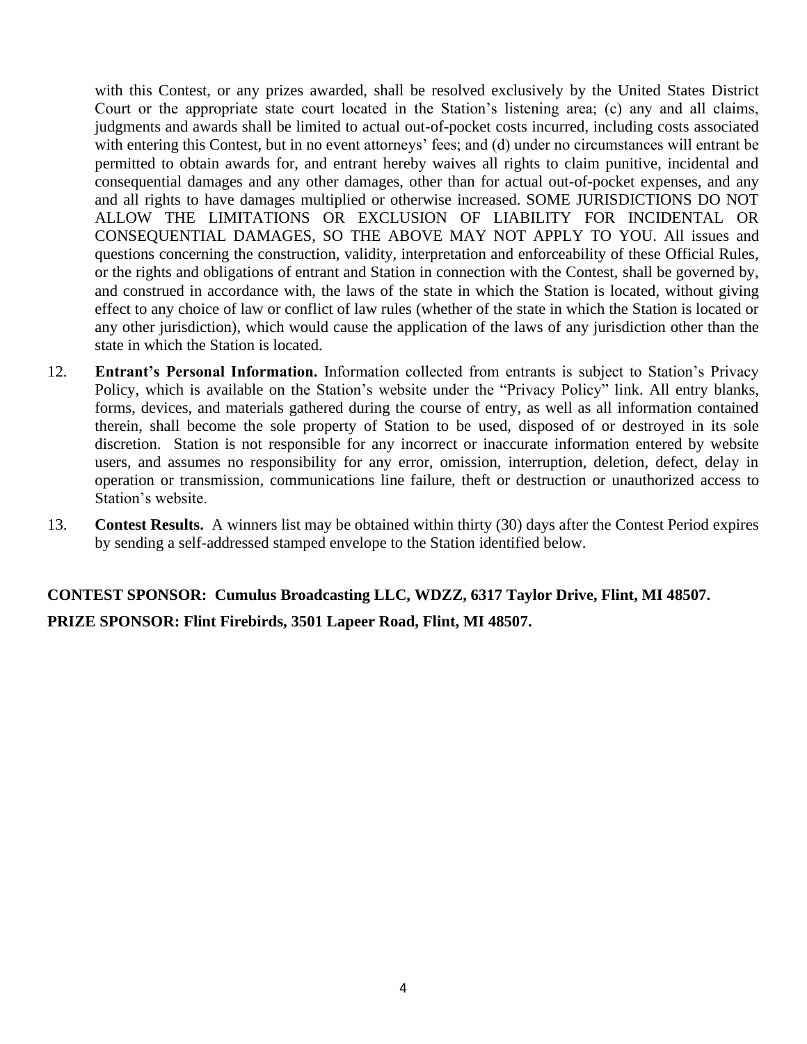with this Contest, or any prizes awarded, shall be resolved exclusively by the United States District Court or the appropriate state court located in the Station's listening area; (c) any and all claims, judgments and awards shall be limited to actual out-of-pocket costs incurred, including costs associated with entering this Contest, but in no event attorneys' fees; and (d) under no circumstances will entrant be permitted to obtain awards for, and entrant hereby waives all rights to claim punitive, incidental and consequential damages and any other damages, other than for actual out-of-pocket expenses, and any and all rights to have damages multiplied or otherwise increased. SOME JURISDICTIONS DO NOT ALLOW THE LIMITATIONS OR EXCLUSION OF LIABILITY FOR INCIDENTAL OR CONSEQUENTIAL DAMAGES, SO THE ABOVE MAY NOT APPLY TO YOU. All issues and questions concerning the construction, validity, interpretation and enforceability of these Official Rules, or the rights and obligations of entrant and Station in connection with the Contest, shall be governed by, and construed in accordance with, the laws of the state in which the Station is located, without giving effect to any choice of law or conflict of law rules (whether of the state in which the Station is located or any other jurisdiction), which would cause the application of the laws of any jurisdiction other than the state in which the Station is located.

12. **Entrant's Personal Information.** Information collected from entrants is subject to Station's Privacy Policy, which is available on the Station's website under the "Privacy Policy" link. All entry blanks, forms, devices, and materials gathered during the course of entry, as well as all information contained therein, shall become the sole property of Station to be used, disposed of or destroyed in its sole discretion. Station is not responsible for any incorrect or inaccurate information entered by website users, and assumes no responsibility for any error, omission, interruption, deletion, defect, delay in operation or transmission, communications line failure, theft or destruction or unauthorized access to Station's website.

13. **Contest Results.** A winners list may be obtained within thirty (30) days after the Contest Period expires by sending a self-addressed stamped envelope to the Station identified below.

**CONTEST SPONSOR: Cumulus Broadcasting LLC, WDZZ, 6317 Taylor Drive, Flint, MI 48507.**

**PRIZE SPONSOR: Flint Firebirds, 3501 Lapeer Road, Flint, MI 48507.**